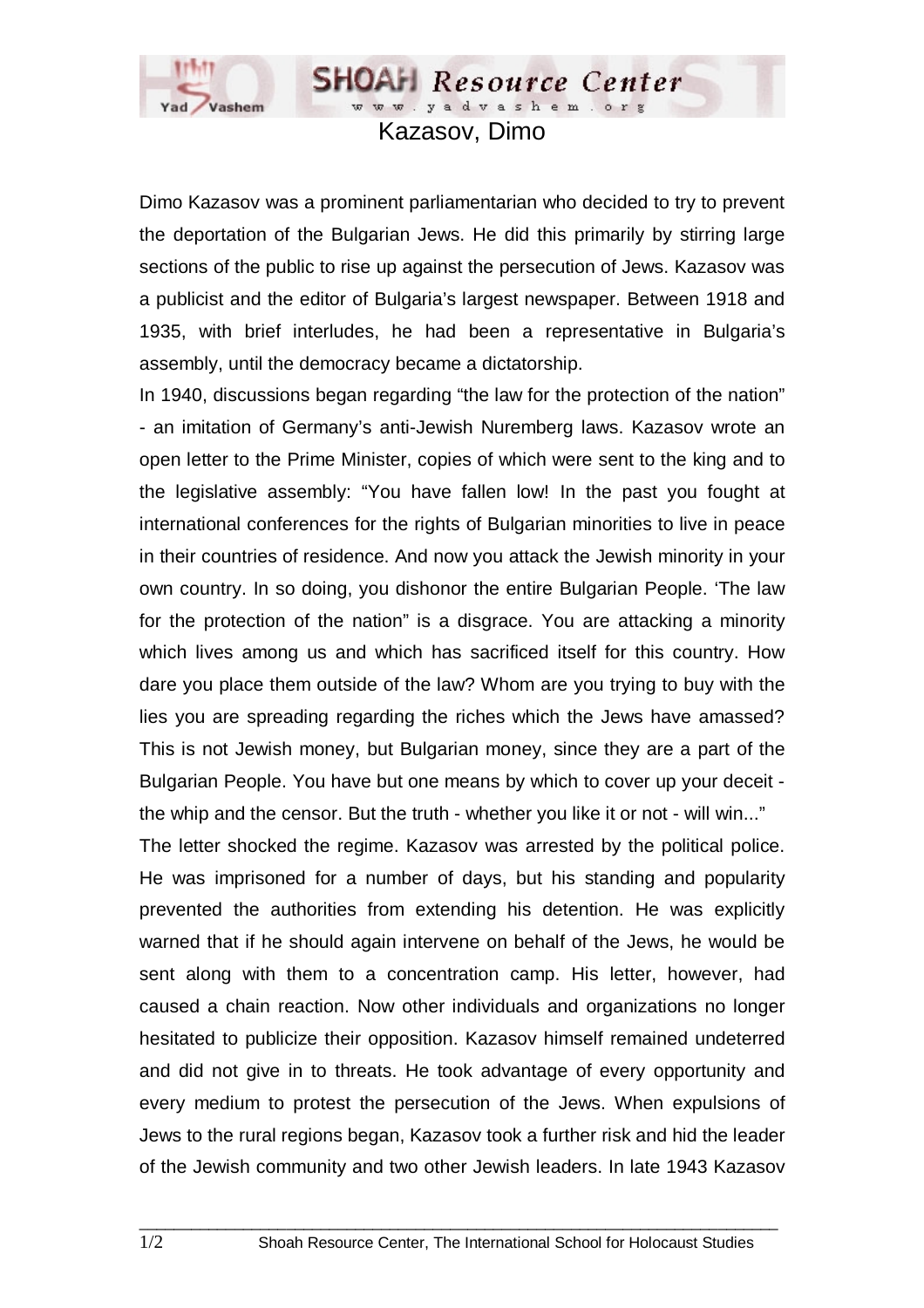# Kazasov, Dimo

Dimo Kazasov was a prominent parliamentarian who decided to try to prevent the deportation of the Bulgarian Jews. He did this primarily by stirring large sections of the public to rise up against the persecution of Jews. Kazasov was a publicist and the editor of Bulgaria's largest newspaper. Between 1918 and 1935, with brief interludes, he had been a representative in Bulgaria's assembly, until the democracy became a dictatorship.

In 1940, discussions began regarding "the law for the protection of the nation" - an imitation of Germany's anti-Jewish Nuremberg laws. Kazasov wrote an open letter to the Prime Minister, copies of which were sent to the king and to the legislative assembly: "You have fallen low! In the past you fought at international conferences for the rights of Bulgarian minorities to live in peace in their countries of residence. And now you attack the Jewish minority in your own country. In so doing, you dishonor the entire Bulgarian People. 'The law for the protection of the nation" is a disgrace. You are attacking a minority which lives among us and which has sacrificed itself for this country. How dare you place them outside of the law? Whom are you trying to buy with the lies you are spreading regarding the riches which the Jews have amassed? This is not Jewish money, but Bulgarian money, since they are a part of the Bulgarian People. You have but one means by which to cover up your deceit - the whip and the censor. But the truth - whether you like it or not - will win..."

The letter shocked the regime. Kazasov was arrested by the political police. He was imprisoned for a number of days, but his standing and popularity prevented the authorities from extending his detention. He was explicitly warned that if he should again intervene on behalf of the Jews, he would be sent along with them to a concentration camp. His letter, however, had caused a chain reaction. Now other individuals and organizations no longer hesitated to publicize their opposition. Kazasov himself remained undeterred and did not give in to threats. He took advantage of every opportunity and every medium to protest the persecution of the Jews. When expulsions of Jews to the rural regions began, Kazasov took a further risk and hid the leader of the Jewish community and two other Jewish leaders. In late 1943 Kazasov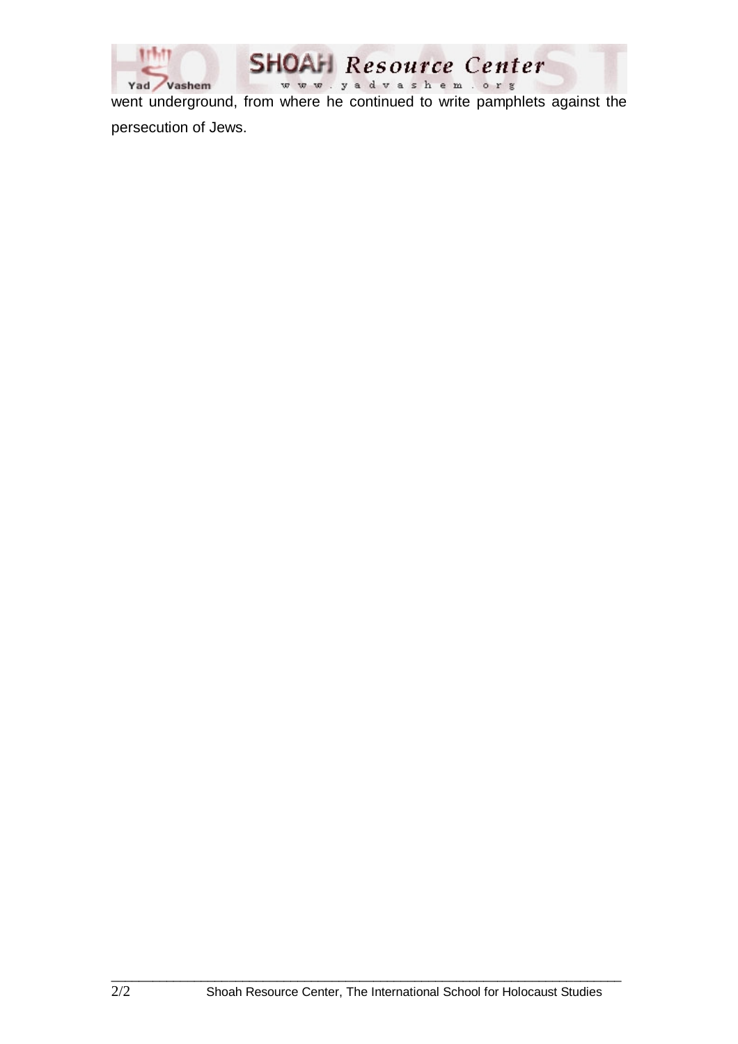went underground, from where he continued to write pamphlets against the persecution of Jews.